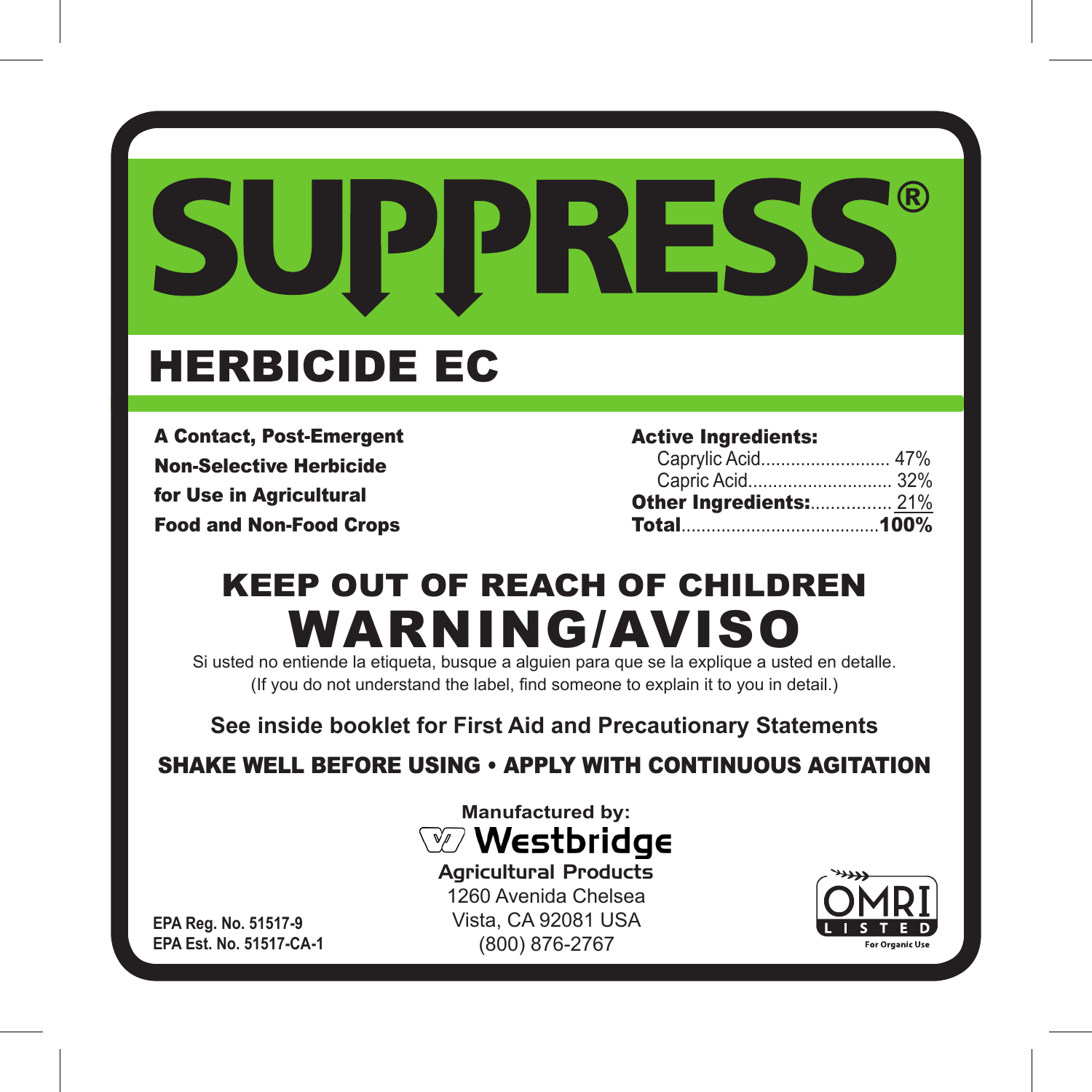# SUPPRESS®

## HERBICIDE EC

**A Contact, Post-Emergent Non-Selective Herbicide for Use in Agricultural Food and Non-Food Crops**

| **Active Ingredients:** | |
|---|---|
| Caprylic Acid | 47% |
| Capric Acid | 32% |
| **Other Ingredients:** | 21% |
| **Total** | **100%** |

## KEEP OUT OF REACH OF CHILDREN

# WARNING/AVISO

Si usted no entiende la etiqueta, busque a alguien para que se la explique a usted en detalle.
(If you do not understand the label, find someone to explain it to you in detail.)

**See inside booklet for First Aid and Precautionary Statements**

**SHAKE WELL BEFORE USING • APPLY WITH CONTINUOUS AGITATION**

**Manufactured by:**
**Westbridge**
**Agricultural Products**
1260 Avenida Chelsea
Vista, CA 92081 USA
(800) 876-2767

**EPA Reg. No. 51517-9**
**EPA Est. No. 51517-CA-1**

OMRI LISTED
For Organic Use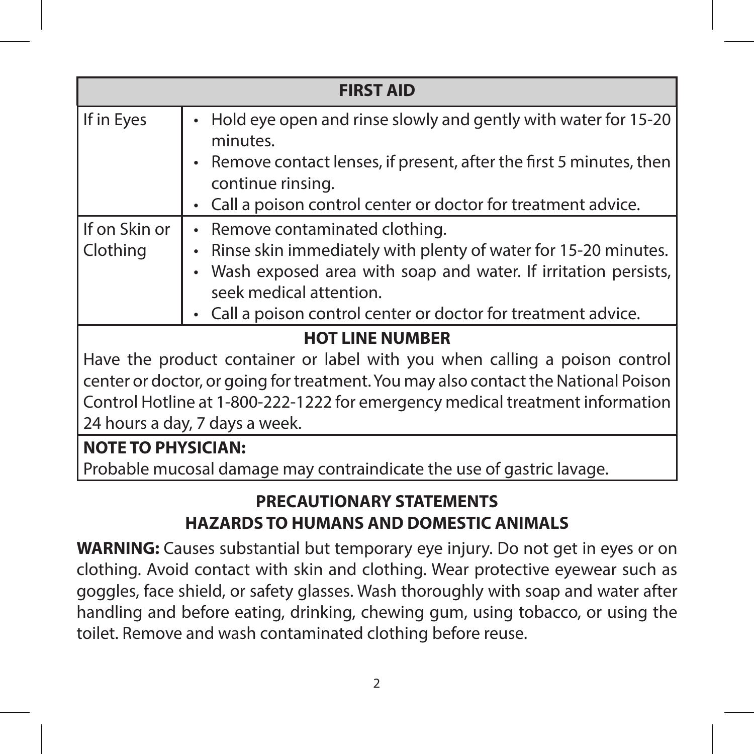| FIRST AID | |
|---|---|
| If in Eyes | • Hold eye open and rinse slowly and gently with water for 15-20 minutes.<br>• Remove contact lenses, if present, after the first 5 minutes, then continue rinsing.<br>• Call a poison control center or doctor for treatment advice. |
| If on Skin or Clothing | • Remove contaminated clothing.<br>• Rinse skin immediately with plenty of water for 15-20 minutes.<br>• Wash exposed area with soap and water. If irritation persists, seek medical attention.<br>• Call a poison control center or doctor for treatment advice. |

**HOT LINE NUMBER**

Have the product container or label with you when calling a poison control center or doctor, or going for treatment. You may also contact the National Poison Control Hotline at 1-800-222-1222 for emergency medical treatment information 24 hours a day, 7 days a week.

**NOTE TO PHYSICIAN:**
Probable mucosal damage may contraindicate the use of gastric lavage.

## PRECAUTIONARY STATEMENTS
## HAZARDS TO HUMANS AND DOMESTIC ANIMALS

**WARNING:** Causes substantial but temporary eye injury. Do not get in eyes or on clothing. Avoid contact with skin and clothing. Wear protective eyewear such as goggles, face shield, or safety glasses. Wash thoroughly with soap and water after handling and before eating, drinking, chewing gum, using tobacco, or using the toilet. Remove and wash contaminated clothing before reuse.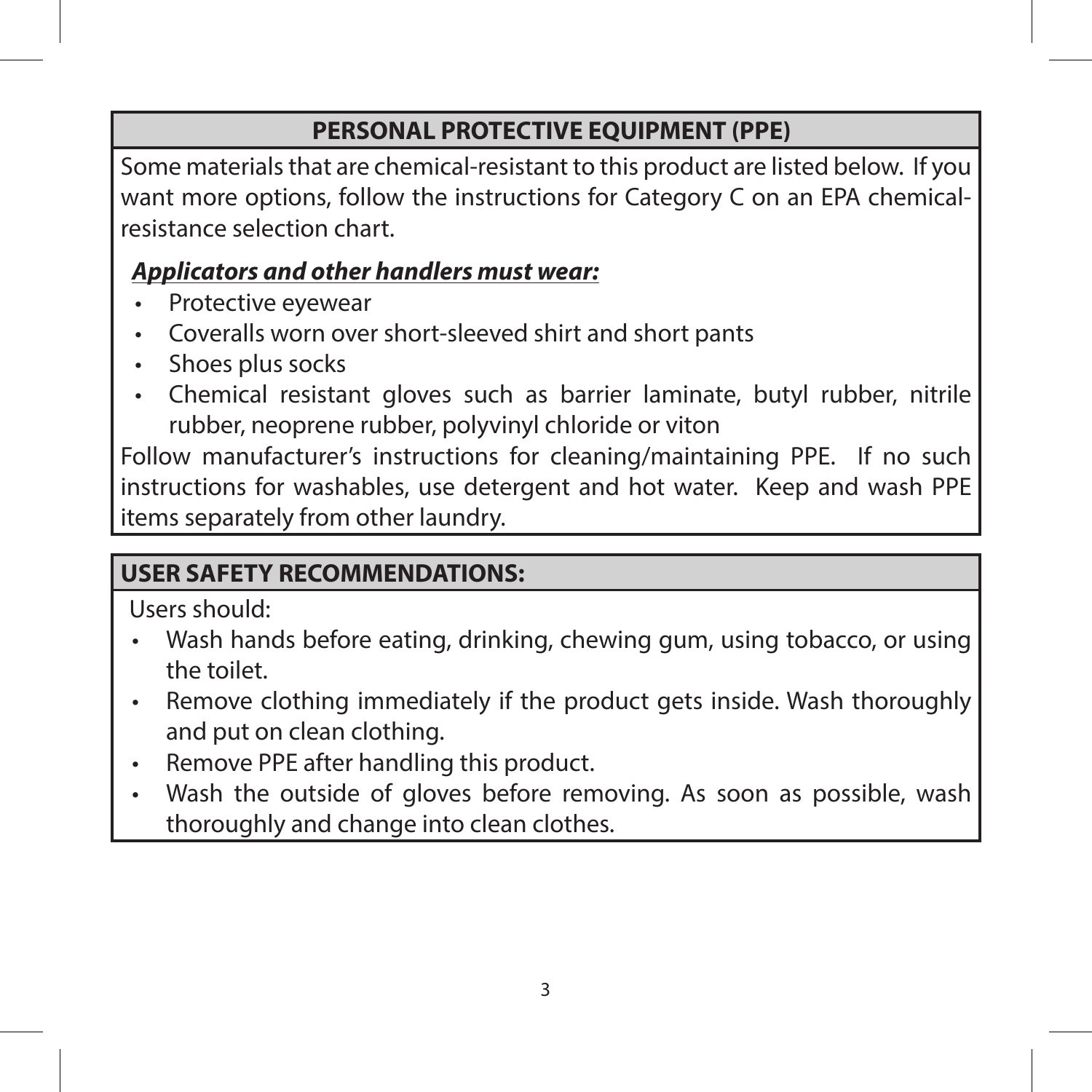## PERSONAL PROTECTIVE EQUIPMENT (PPE)

Some materials that are chemical-resistant to this product are listed below. If you want more options, follow the instructions for Category C on an EPA chemical-resistance selection chart.

***Applicators and other handlers must wear:***

- Protective eyewear
- Coveralls worn over short-sleeved shirt and short pants
- Shoes plus socks
- Chemical resistant gloves such as barrier laminate, butyl rubber, nitrile rubber, neoprene rubber, polyvinyl chloride or viton

Follow manufacturer's instructions for cleaning/maintaining PPE. If no such instructions for washables, use detergent and hot water. Keep and wash PPE items separately from other laundry.

## USER SAFETY RECOMMENDATIONS:

Users should:

- Wash hands before eating, drinking, chewing gum, using tobacco, or using the toilet.
- Remove clothing immediately if the product gets inside. Wash thoroughly and put on clean clothing.
- Remove PPE after handling this product.
- Wash the outside of gloves before removing. As soon as possible, wash thoroughly and change into clean clothes.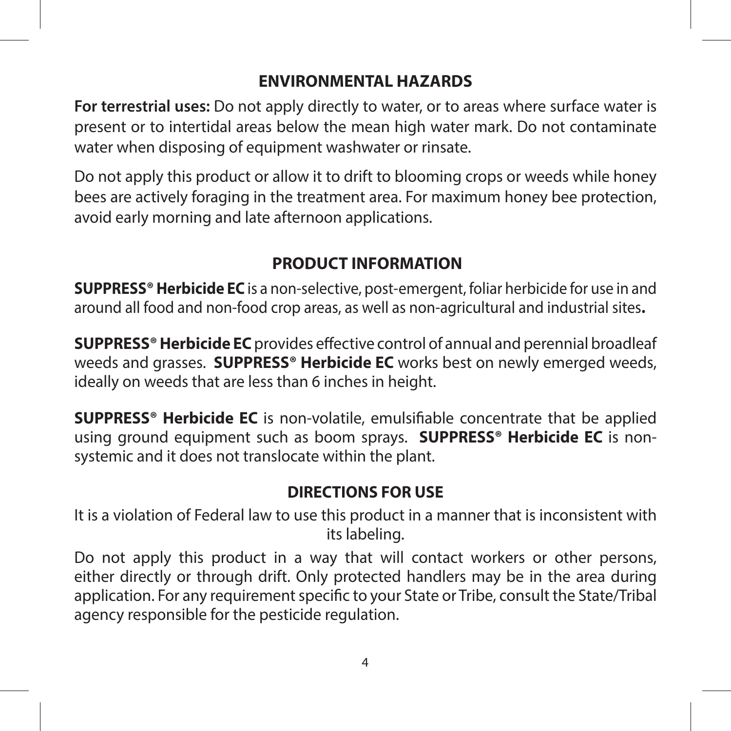## ENVIRONMENTAL HAZARDS

**For terrestrial uses:** Do not apply directly to water, or to areas where surface water is present or to intertidal areas below the mean high water mark. Do not contaminate water when disposing of equipment washwater or rinsate.

Do not apply this product or allow it to drift to blooming crops or weeds while honey bees are actively foraging in the treatment area. For maximum honey bee protection, avoid early morning and late afternoon applications.

## PRODUCT INFORMATION

**SUPPRESS® Herbicide EC** is a non-selective, post-emergent, foliar herbicide for use in and around all food and non-food crop areas, as well as non-agricultural and industrial sites**.**

**SUPPRESS® Herbicide EC** provides effective control of annual and perennial broadleaf weeds and grasses. **SUPPRESS® Herbicide EC** works best on newly emerged weeds, ideally on weeds that are less than 6 inches in height.

**SUPPRESS® Herbicide EC** is non-volatile, emulsifiable concentrate that be applied using ground equipment such as boom sprays. **SUPPRESS® Herbicide EC** is non-systemic and it does not translocate within the plant.

## DIRECTIONS FOR USE

It is a violation of Federal law to use this product in a manner that is inconsistent with its labeling.

Do not apply this product in a way that will contact workers or other persons, either directly or through drift. Only protected handlers may be in the area during application. For any requirement specific to your State or Tribe, consult the State/Tribal agency responsible for the pesticide regulation.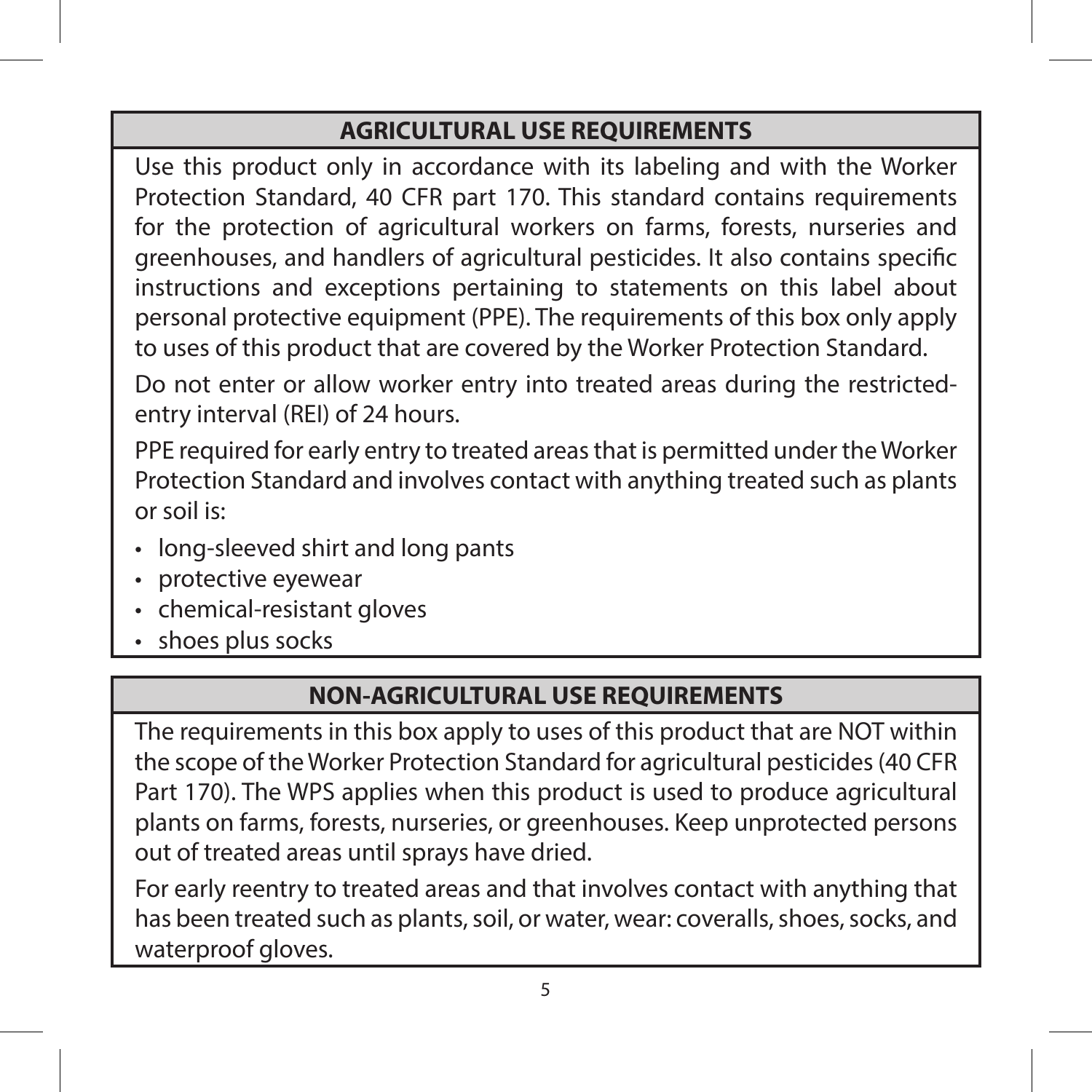## AGRICULTURAL USE REQUIREMENTS

Use this product only in accordance with its labeling and with the Worker Protection Standard, 40 CFR part 170. This standard contains requirements for the protection of agricultural workers on farms, forests, nurseries and greenhouses, and handlers of agricultural pesticides. It also contains specific instructions and exceptions pertaining to statements on this label about personal protective equipment (PPE). The requirements of this box only apply to uses of this product that are covered by the Worker Protection Standard.

Do not enter or allow worker entry into treated areas during the restricted-entry interval (REI) of 24 hours.

PPE required for early entry to treated areas that is permitted under the Worker Protection Standard and involves contact with anything treated such as plants or soil is:

- long-sleeved shirt and long pants
- protective eyewear
- chemical-resistant gloves
- shoes plus socks

## NON-AGRICULTURAL USE REQUIREMENTS

The requirements in this box apply to uses of this product that are NOT within the scope of the Worker Protection Standard for agricultural pesticides (40 CFR Part 170). The WPS applies when this product is used to produce agricultural plants on farms, forests, nurseries, or greenhouses. Keep unprotected persons out of treated areas until sprays have dried.

For early reentry to treated areas and that involves contact with anything that has been treated such as plants, soil, or water, wear: coveralls, shoes, socks, and waterproof gloves.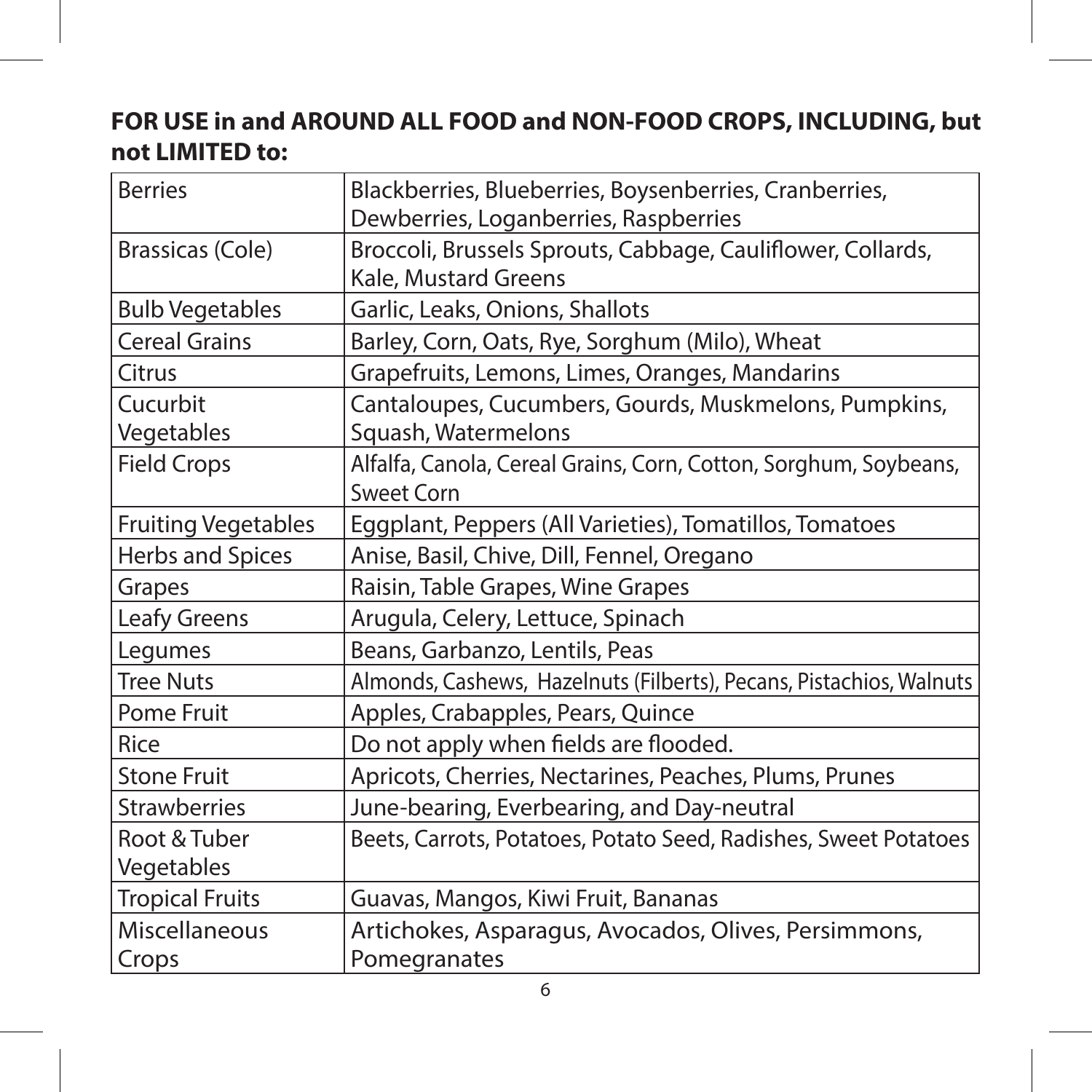**FOR USE in and AROUND ALL FOOD and NON-FOOD CROPS, INCLUDING, but not LIMITED to:**

| | |
|---|---|
| Berries | Blackberries, Blueberries, Boysenberries, Cranberries, Dewberries, Loganberries, Raspberries |
| Brassicas (Cole) | Broccoli, Brussels Sprouts, Cabbage, Cauliflower, Collards, Kale, Mustard Greens |
| Bulb Vegetables | Garlic, Leaks, Onions, Shallots |
| Cereal Grains | Barley, Corn, Oats, Rye, Sorghum (Milo), Wheat |
| Citrus | Grapefruits, Lemons, Limes, Oranges, Mandarins |
| Cucurbit Vegetables | Cantaloupes, Cucumbers, Gourds, Muskmelons, Pumpkins, Squash, Watermelons |
| Field Crops | Alfalfa, Canola, Cereal Grains, Corn, Cotton, Sorghum, Soybeans, Sweet Corn |
| Fruiting Vegetables | Eggplant, Peppers (All Varieties), Tomatillos, Tomatoes |
| Herbs and Spices | Anise, Basil, Chive, Dill, Fennel, Oregano |
| Grapes | Raisin, Table Grapes, Wine Grapes |
| Leafy Greens | Arugula, Celery, Lettuce, Spinach |
| Legumes | Beans, Garbanzo, Lentils, Peas |
| Tree Nuts | Almonds, Cashews, Hazelnuts (Filberts), Pecans, Pistachios, Walnuts |
| Pome Fruit | Apples, Crabapples, Pears, Quince |
| Rice | Do not apply when fields are flooded. |
| Stone Fruit | Apricots, Cherries, Nectarines, Peaches, Plums, Prunes |
| Strawberries | June-bearing, Everbearing, and Day-neutral |
| Root & Tuber Vegetables | Beets, Carrots, Potatoes, Potato Seed, Radishes, Sweet Potatoes |
| Tropical Fruits | Guavas, Mangos, Kiwi Fruit, Bananas |
| Miscellaneous Crops | Artichokes, Asparagus, Avocados, Olives, Persimmons, Pomegranates |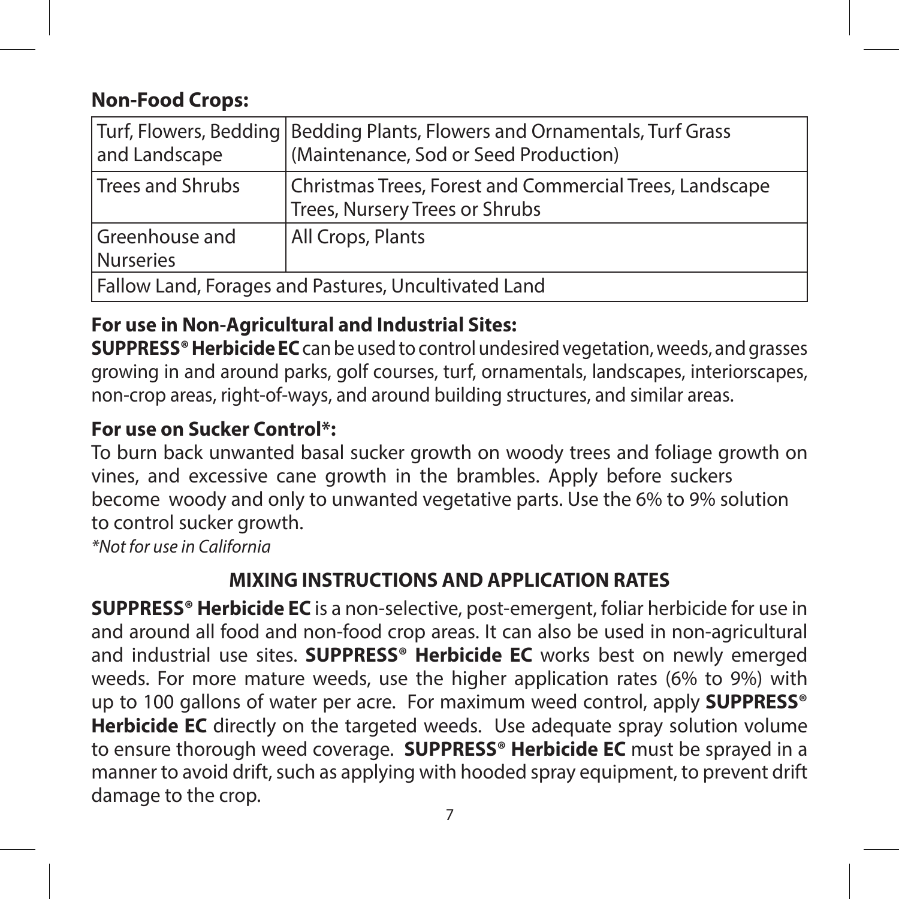**Non-Food Crops:**

| Turf, Flowers, Bedding and Landscape | Bedding Plants, Flowers and Ornamentals, Turf Grass (Maintenance, Sod or Seed Production) |
|---|---|
| Trees and Shrubs | Christmas Trees, Forest and Commercial Trees, Landscape Trees, Nursery Trees or Shrubs |
| Greenhouse and Nurseries | All Crops, Plants |
| Fallow Land, Forages and Pastures, Uncultivated Land | |

**For use in Non-Agricultural and Industrial Sites:**
**SUPPRESS® Herbicide EC** can be used to control undesired vegetation, weeds, and grasses growing in and around parks, golf courses, turf, ornamentals, landscapes, interiorscapes, non-crop areas, right-of-ways, and around building structures, and similar areas.

**For use on Sucker Control*:**
To burn back unwanted basal sucker growth on woody trees and foliage growth on vines, and excessive cane growth in the brambles. Apply before suckers become woody and only to unwanted vegetative parts. Use the 6% to 9% solution to control sucker growth.
*\*Not for use in California*

## MIXING INSTRUCTIONS AND APPLICATION RATES

**SUPPRESS® Herbicide EC** is a non-selective, post-emergent, foliar herbicide for use in and around all food and non-food crop areas. It can also be used in non-agricultural and industrial use sites. **SUPPRESS® Herbicide EC** works best on newly emerged weeds. For more mature weeds, use the higher application rates (6% to 9%) with up to 100 gallons of water per acre. For maximum weed control, apply **SUPPRESS® Herbicide EC** directly on the targeted weeds. Use adequate spray solution volume to ensure thorough weed coverage. **SUPPRESS® Herbicide EC** must be sprayed in a manner to avoid drift, such as applying with hooded spray equipment, to prevent drift damage to the crop.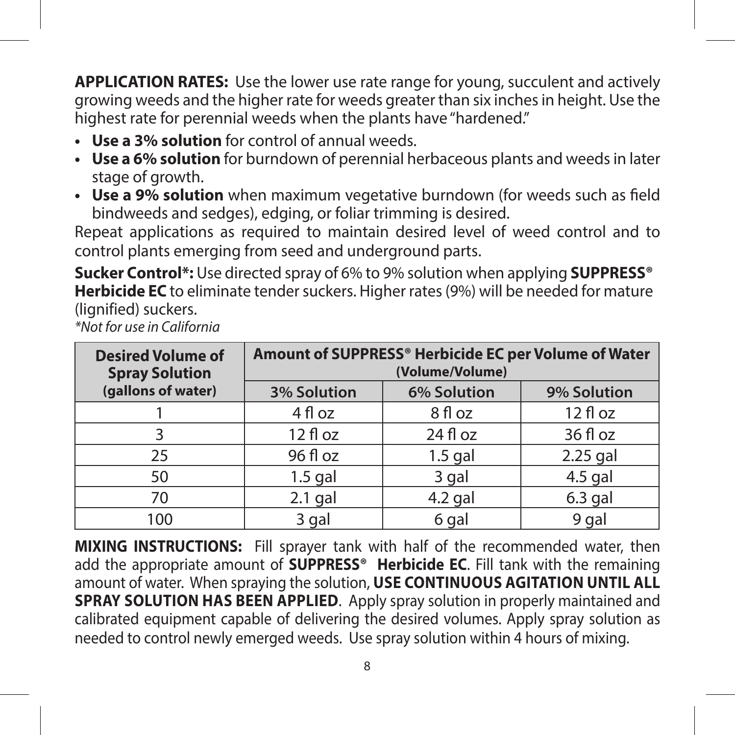**APPLICATION RATES:** Use the lower use rate range for young, succulent and actively growing weeds and the higher rate for weeds greater than six inches in height. Use the highest rate for perennial weeds when the plants have "hardened."

- **Use a 3% solution** for control of annual weeds.
- **Use a 6% solution** for burndown of perennial herbaceous plants and weeds in later stage of growth.
- **Use a 9% solution** when maximum vegetative burndown (for weeds such as field bindweeds and sedges), edging, or foliar trimming is desired.

Repeat applications as required to maintain desired level of weed control and to control plants emerging from seed and underground parts.

**Sucker Control*:** Use directed spray of 6% to 9% solution when applying **SUPPRESS® Herbicide EC** to eliminate tender suckers. Higher rates (9%) will be needed for mature (lignified) suckers.

*Not for use in California*

| Desired Volume of Spray Solution (gallons of water) | Amount of SUPPRESS® Herbicide EC per Volume of Water (Volume/Volume) | | |
|---|---|---|---|
| | 3% Solution | 6% Solution | 9% Solution |
| 1 | 4 fl oz | 8 fl oz | 12 fl oz |
| 3 | 12 fl oz | 24 fl oz | 36 fl oz |
| 25 | 96 fl oz | 1.5 gal | 2.25 gal |
| 50 | 1.5 gal | 3 gal | 4.5 gal |
| 70 | 2.1 gal | 4.2 gal | 6.3 gal |
| 100 | 3 gal | 6 gal | 9 gal |

**MIXING INSTRUCTIONS:** Fill sprayer tank with half of the recommended water, then add the appropriate amount of **SUPPRESS® Herbicide EC**. Fill tank with the remaining amount of water. When spraying the solution, **USE CONTINUOUS AGITATION UNTIL ALL SPRAY SOLUTION HAS BEEN APPLIED**. Apply spray solution in properly maintained and calibrated equipment capable of delivering the desired volumes. Apply spray solution as needed to control newly emerged weeds. Use spray solution within 4 hours of mixing.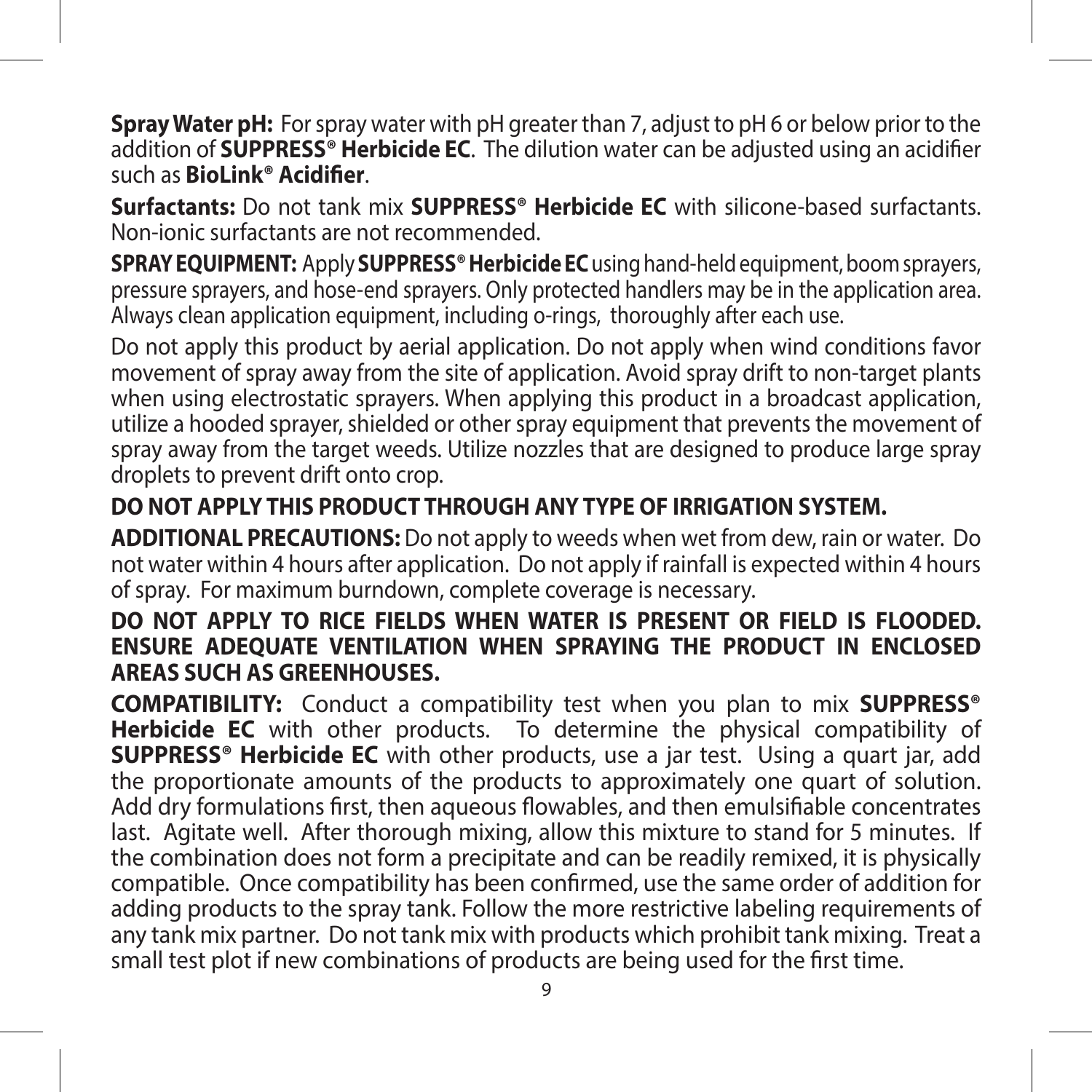**Spray Water pH:** For spray water with pH greater than 7, adjust to pH 6 or below prior to the addition of **SUPPRESS® Herbicide EC**. The dilution water can be adjusted using an acidifier such as **BioLink® Acidifier**.

**Surfactants:** Do not tank mix **SUPPRESS® Herbicide EC** with silicone-based surfactants. Non-ionic surfactants are not recommended.

**SPRAY EQUIPMENT:** Apply **SUPPRESS® Herbicide EC** using hand-held equipment, boom sprayers, pressure sprayers, and hose-end sprayers. Only protected handlers may be in the application area. Always clean application equipment, including o-rings, thoroughly after each use.

Do not apply this product by aerial application. Do not apply when wind conditions favor movement of spray away from the site of application. Avoid spray drift to non-target plants when using electrostatic sprayers. When applying this product in a broadcast application, utilize a hooded sprayer, shielded or other spray equipment that prevents the movement of spray away from the target weeds. Utilize nozzles that are designed to produce large spray droplets to prevent drift onto crop.

**DO NOT APPLY THIS PRODUCT THROUGH ANY TYPE OF IRRIGATION SYSTEM.**

**ADDITIONAL PRECAUTIONS:** Do not apply to weeds when wet from dew, rain or water. Do not water within 4 hours after application. Do not apply if rainfall is expected within 4 hours of spray. For maximum burndown, complete coverage is necessary.

**DO NOT APPLY TO RICE FIELDS WHEN WATER IS PRESENT OR FIELD IS FLOODED. ENSURE ADEQUATE VENTILATION WHEN SPRAYING THE PRODUCT IN ENCLOSED AREAS SUCH AS GREENHOUSES.**

**COMPATIBILITY:** Conduct a compatibility test when you plan to mix **SUPPRESS® Herbicide EC** with other products. To determine the physical compatibility of **SUPPRESS® Herbicide EC** with other products, use a jar test. Using a quart jar, add the proportionate amounts of the products to approximately one quart of solution. Add dry formulations first, then aqueous flowables, and then emulsifiable concentrates last. Agitate well. After thorough mixing, allow this mixture to stand for 5 minutes. If the combination does not form a precipitate and can be readily remixed, it is physically compatible. Once compatibility has been confirmed, use the same order of addition for adding products to the spray tank. Follow the more restrictive labeling requirements of any tank mix partner. Do not tank mix with products which prohibit tank mixing. Treat a small test plot if new combinations of products are being used for the first time.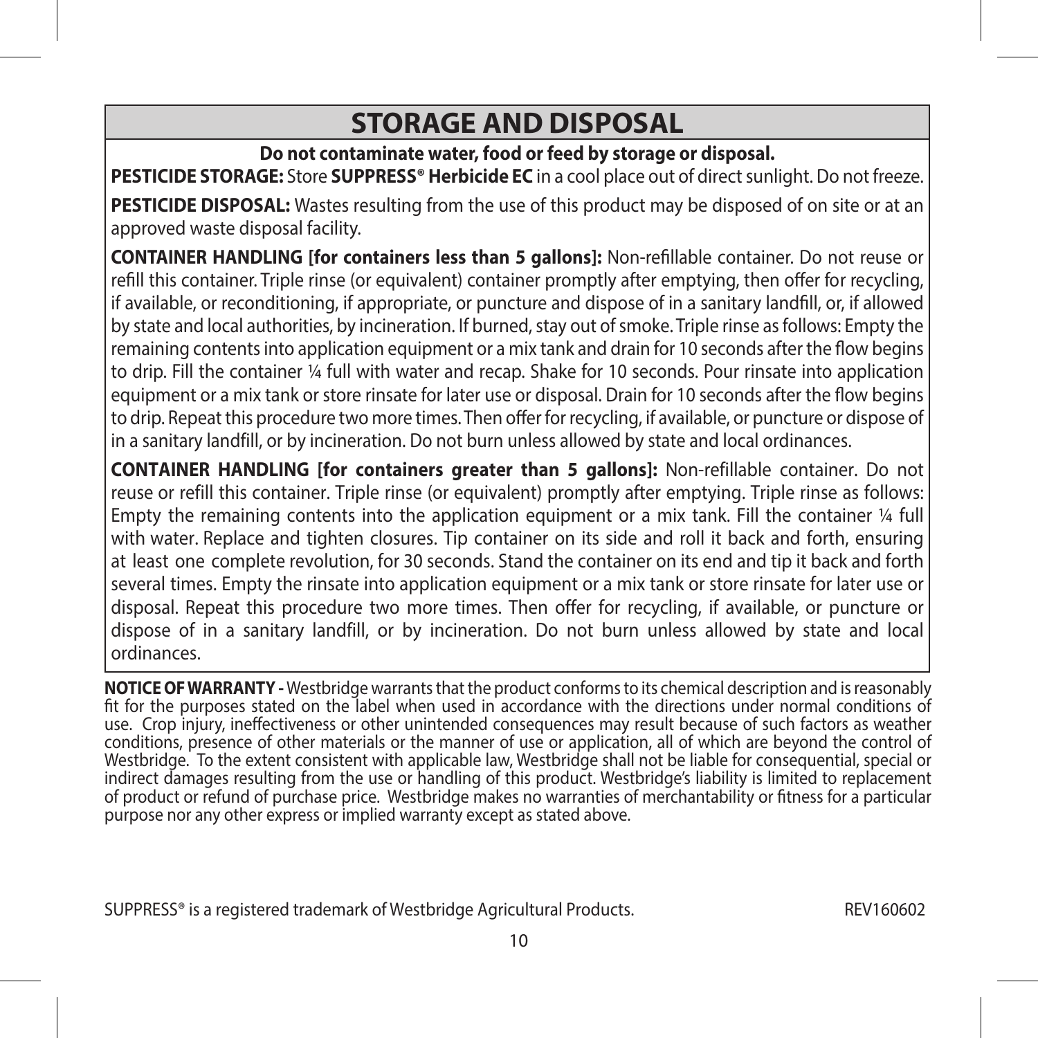## STORAGE AND DISPOSAL

**Do not contaminate water, food or feed by storage or disposal.**

**PESTICIDE STORAGE:** Store **SUPPRESS® Herbicide EC** in a cool place out of direct sunlight. Do not freeze.

**PESTICIDE DISPOSAL:** Wastes resulting from the use of this product may be disposed of on site or at an approved waste disposal facility.

**CONTAINER HANDLING [for containers less than 5 gallons]:** Non-refillable container. Do not reuse or refill this container. Triple rinse (or equivalent) container promptly after emptying, then offer for recycling, if available, or reconditioning, if appropriate, or puncture and dispose of in a sanitary landfill, or, if allowed by state and local authorities, by incineration. If burned, stay out of smoke. Triple rinse as follows: Empty the remaining contents into application equipment or a mix tank and drain for 10 seconds after the flow begins to drip. Fill the container ¼ full with water and recap. Shake for 10 seconds. Pour rinsate into application equipment or a mix tank or store rinsate for later use or disposal. Drain for 10 seconds after the flow begins to drip. Repeat this procedure two more times. Then offer for recycling, if available, or puncture or dispose of in a sanitary landfill, or by incineration. Do not burn unless allowed by state and local ordinances.

**CONTAINER HANDLING [for containers greater than 5 gallons]:** Non-refillable container. Do not reuse or refill this container. Triple rinse (or equivalent) promptly after emptying. Triple rinse as follows: Empty the remaining contents into the application equipment or a mix tank. Fill the container ¼ full with water. Replace and tighten closures. Tip container on its side and roll it back and forth, ensuring at least one complete revolution, for 30 seconds. Stand the container on its end and tip it back and forth several times. Empty the rinsate into application equipment or a mix tank or store rinsate for later use or disposal. Repeat this procedure two more times. Then offer for recycling, if available, or puncture or dispose of in a sanitary landfill, or by incineration. Do not burn unless allowed by state and local ordinances.

**NOTICE OF WARRANTY -** Westbridge warrants that the product conforms to its chemical description and is reasonably fit for the purposes stated on the label when used in accordance with the directions under normal conditions of use. Crop injury, ineffectiveness or other unintended consequences may result because of such factors as weather conditions, presence of other materials or the manner of use or application, all of which are beyond the control of Westbridge. To the extent consistent with applicable law, Westbridge shall not be liable for consequential, special or indirect damages resulting from the use or handling of this product. Westbridge's liability is limited to replacement of product or refund of purchase price. Westbridge makes no warranties of merchantability or fitness for a particular purpose nor any other express or implied warranty except as stated above.

SUPPRESS® is a registered trademark of Westbridge Agricultural Products. REV160602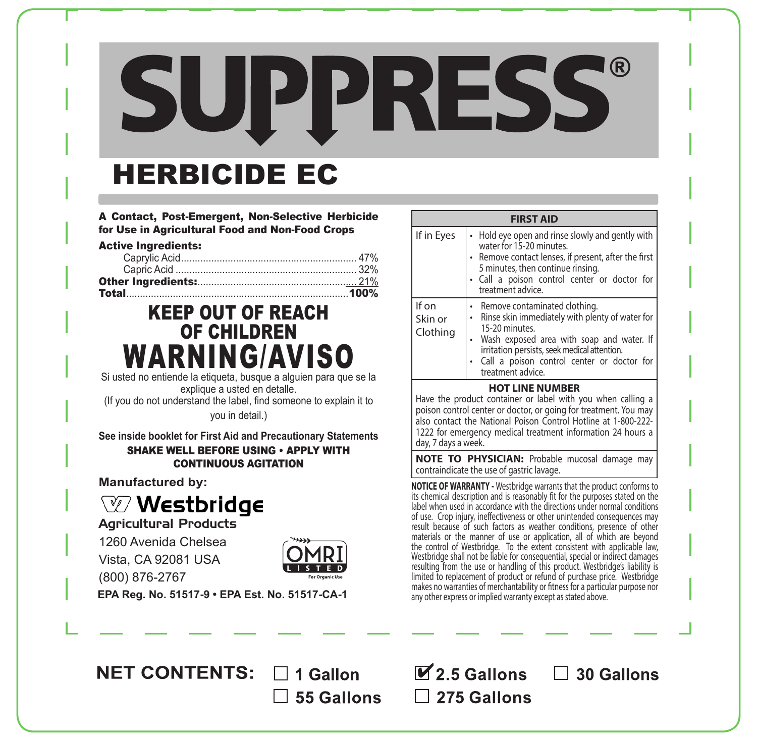# SUPPRESS®

## HERBICIDE EC

**A Contact, Post-Emergent, Non-Selective Herbicide for Use in Agricultural Food and Non-Food Crops**

**Active Ingredients:**

| | |
|---|---|
| Caprylic Acid | 47% |
| Capric Acid | 32% |
| **Other Ingredients:** | 21% |
| **Total** | **100%** |

## KEEP OUT OF REACH OF CHILDREN

## WARNING/AVISO

Si usted no entiende la etiqueta, busque a alguien para que se la explique a usted en detalle.
(If you do not understand the label, find someone to explain it to you in detail.)

**See inside booklet for First Aid and Precautionary Statements**

**SHAKE WELL BEFORE USING • APPLY WITH CONTINUOUS AGITATION**

**Manufactured by:**

**Westbridge**
**Agricultural Products**
1260 Avenida Chelsea
Vista, CA 92081 USA
(800) 876-2767

OMRI LISTED For Organic Use

**EPA Reg. No. 51517-9 • EPA Est. No. 51517-CA-1**

| FIRST AID | |
|---|---|
| If in Eyes | • Hold eye open and rinse slowly and gently with water for 15-20 minutes.<br>• Remove contact lenses, if present, after the first 5 minutes, then continue rinsing.<br>• Call a poison control center or doctor for treatment advice. |
| If on Skin or Clothing | • Remove contaminated clothing.<br>• Rinse skin immediately with plenty of water for 15-20 minutes.<br>• Wash exposed area with soap and water. If irritation persists, seek medical attention.<br>• Call a poison control center or doctor for treatment advice. |

**HOT LINE NUMBER**

Have the product container or label with you when calling a poison control center or doctor, or going for treatment. You may also contact the National Poison Control Hotline at 1-800-222-1222 for emergency medical treatment information 24 hours a day, 7 days a week.

**NOTE TO PHYSICIAN:** Probable mucosal damage may contraindicate the use of gastric lavage.

**NOTICE OF WARRANTY -** Westbridge warrants that the product conforms to its chemical description and is reasonably fit for the purposes stated on the label when used in accordance with the directions under normal conditions of use. Crop injury, ineffectiveness or other unintended consequences may result because of such factors as weather conditions, presence of other materials or the manner of use or application, all of which are beyond the control of Westbridge. To the extent consistent with applicable law, Westbridge shall not be liable for consequential, special or indirect damages resulting from the use or handling of this product. Westbridge's liability is limited to replacement of product or refund of purchase price. Westbridge makes no warranties of merchantability or fitness for a particular purpose nor any other express or implied warranty except as stated above.

**NET CONTENTS:** ☐ 1 Gallon ☑ 2.5 Gallons ☐ 30 Gallons ☐ 55 Gallons ☐ 275 Gallons